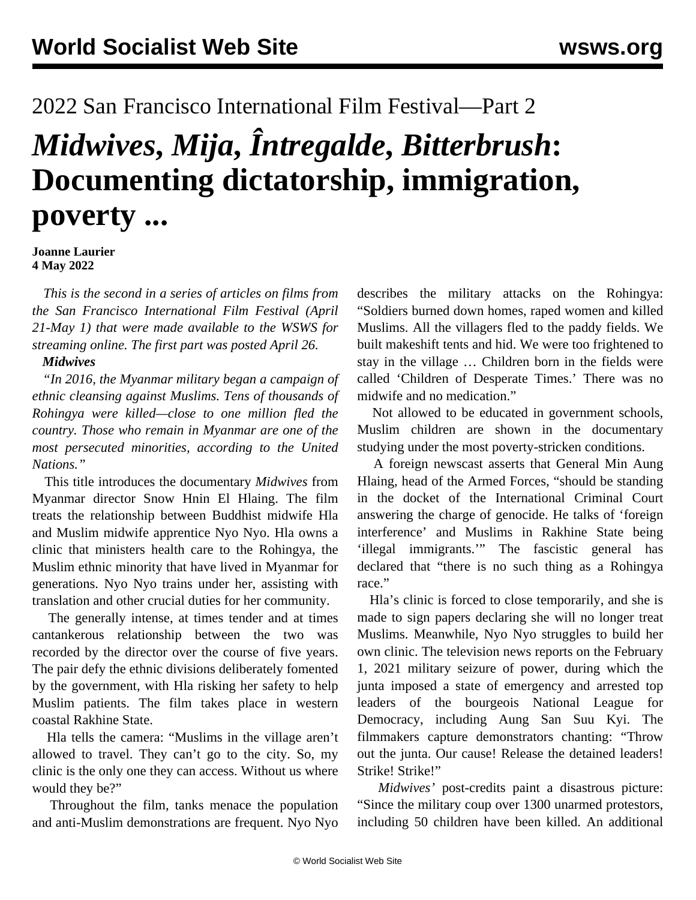## 2022 San Francisco International Film Festival—Part 2

# *Midwives, Mija, Întregalde, Bitterbrush*: Documenting dictatorship, immigration, poverty ...

**Joanne Laurier**
**4 May 2022**

*This is the second in a series of articles on films from the San Francisco International Film Festival (April 21-May 1) that were made available to the WSWS for streaming online. The first part was posted April 26.*

***Midwives***

*"In 2016, the Myanmar military began a campaign of ethnic cleansing against Muslims. Tens of thousands of Rohingya were killed—close to one million fled the country. Those who remain in Myanmar are one of the most persecuted minorities, according to the United Nations."*

This title introduces the documentary *Midwives* from Myanmar director Snow Hnin El Hlaing. The film treats the relationship between Buddhist midwife Hla and Muslim midwife apprentice Nyo Nyo. Hla owns a clinic that ministers health care to the Rohingya, the Muslim ethnic minority that have lived in Myanmar for generations. Nyo Nyo trains under her, assisting with translation and other crucial duties for her community.

The generally intense, at times tender and at times cantankerous relationship between the two was recorded by the director over the course of five years. The pair defy the ethnic divisions deliberately fomented by the government, with Hla risking her safety to help Muslim patients. The film takes place in western coastal Rakhine State.

Hla tells the camera: "Muslims in the village aren't allowed to travel. They can't go to the city. So, my clinic is the only one they can access. Without us where would they be?"

Throughout the film, tanks menace the population and anti-Muslim demonstrations are frequent. Nyo Nyo describes the military attacks on the Rohingya: "Soldiers burned down homes, raped women and killed Muslims. All the villagers fled to the paddy fields. We built makeshift tents and hid. We were too frightened to stay in the village … Children born in the fields were called 'Children of Desperate Times.' There was no midwife and no medication."

Not allowed to be educated in government schools, Muslim children are shown in the documentary studying under the most poverty-stricken conditions.

A foreign newscast asserts that General Min Aung Hlaing, head of the Armed Forces, "should be standing in the docket of the International Criminal Court answering the charge of genocide. He talks of 'foreign interference' and Muslims in Rakhine State being 'illegal immigrants.'" The fascistic general has declared that "there is no such thing as a Rohingya race."

Hla's clinic is forced to close temporarily, and she is made to sign papers declaring she will no longer treat Muslims. Meanwhile, Nyo Nyo struggles to build her own clinic. The television news reports on the February 1, 2021 military seizure of power, during which the junta imposed a state of emergency and arrested top leaders of the bourgeois National League for Democracy, including Aung San Suu Kyi. The filmmakers capture demonstrators chanting: "Throw out the junta. Our cause! Release the detained leaders! Strike! Strike!"

*Midwives'* post-credits paint a disastrous picture: "Since the military coup over 1300 unarmed protestors, including 50 children have been killed. An additional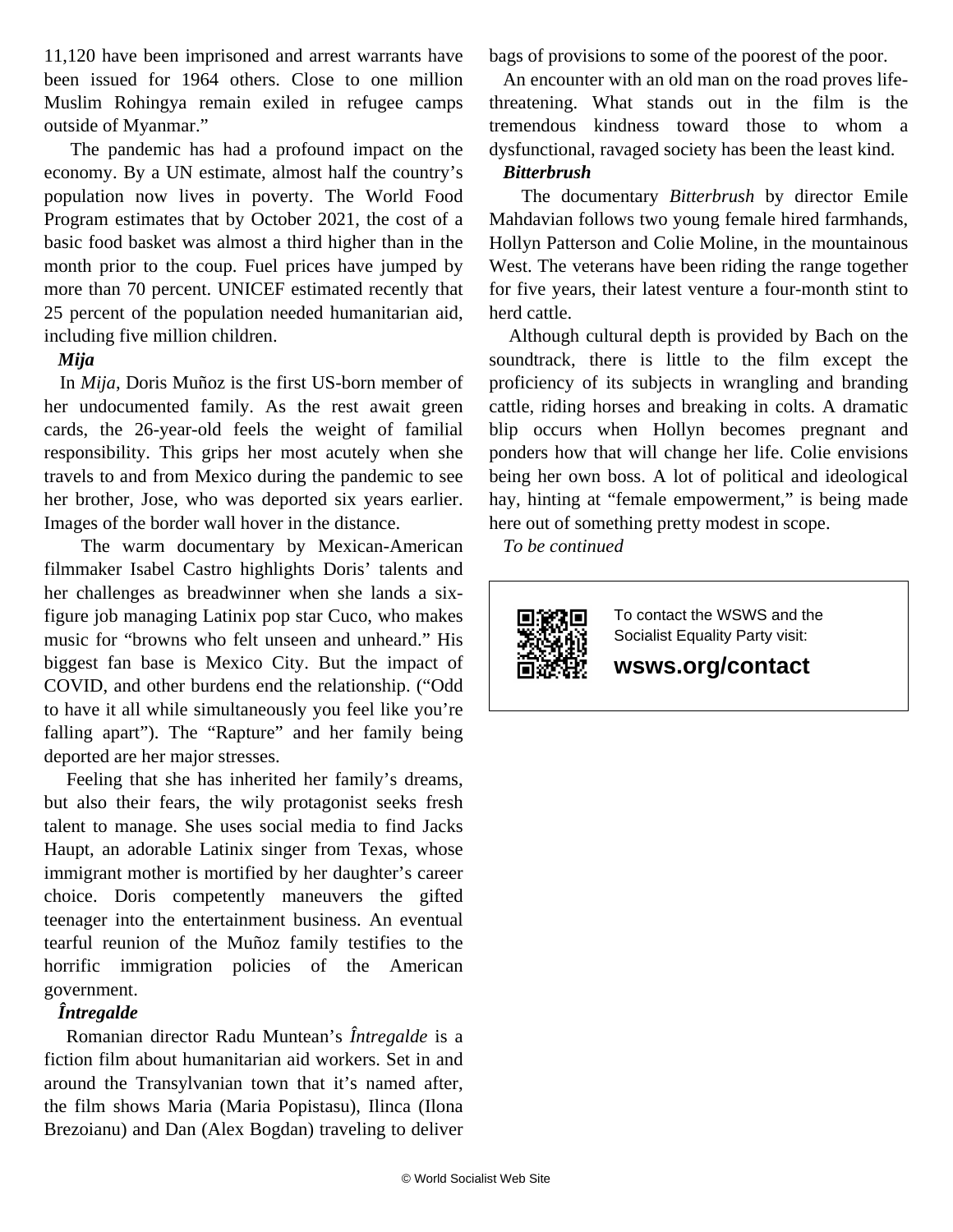11,120 have been imprisoned and arrest warrants have been issued for 1964 others. Close to one million Muslim Rohingya remain exiled in refugee camps outside of Myanmar."

The pandemic has had a profound impact on the economy. By a UN estimate, almost half the country's population now lives in poverty. The World Food Program estimates that by October 2021, the cost of a basic food basket was almost a third higher than in the month prior to the coup. Fuel prices have jumped by more than 70 percent. UNICEF estimated recently that 25 percent of the population needed humanitarian aid, including five million children.

***Mija***

In *Mija*, Doris Muñoz is the first US-born member of her undocumented family. As the rest await green cards, the 26-year-old feels the weight of familial responsibility. This grips her most acutely when she travels to and from Mexico during the pandemic to see her brother, Jose, who was deported six years earlier. Images of the border wall hover in the distance.

The warm documentary by Mexican-American filmmaker Isabel Castro highlights Doris' talents and her challenges as breadwinner when she lands a six-figure job managing Latinix pop star Cuco, who makes music for "browns who felt unseen and unheard." His biggest fan base is Mexico City. But the impact of COVID, and other burdens end the relationship. ("Odd to have it all while simultaneously you feel like you're falling apart"). The "Rapture" and her family being deported are her major stresses.

Feeling that she has inherited her family's dreams, but also their fears, the wily protagonist seeks fresh talent to manage. She uses social media to find Jacks Haupt, an adorable Latinix singer from Texas, whose immigrant mother is mortified by her daughter's career choice. Doris competently maneuvers the gifted teenager into the entertainment business. An eventual tearful reunion of the Muñoz family testifies to the horrific immigration policies of the American government.

***Întregalde***

Romanian director Radu Muntean's *Întregalde* is a fiction film about humanitarian aid workers. Set in and around the Transylvanian town that it's named after, the film shows Maria (Maria Popistasu), Ilinca (Ilona Brezoianu) and Dan (Alex Bogdan) traveling to deliver bags of provisions to some of the poorest of the poor.

An encounter with an old man on the road proves life-threatening. What stands out in the film is the tremendous kindness toward those to whom a dysfunctional, ravaged society has been the least kind.

***Bitterbrush***

The documentary *Bitterbrush* by director Emile Mahdavian follows two young female hired farmhands, Hollyn Patterson and Colie Moline, in the mountainous West. The veterans have been riding the range together for five years, their latest venture a four-month stint to herd cattle.

Although cultural depth is provided by Bach on the soundtrack, there is little to the film except the proficiency of its subjects in wrangling and branding cattle, riding horses and breaking in colts. A dramatic blip occurs when Hollyn becomes pregnant and ponders how that will change her life. Colie envisions being her own boss. A lot of political and ideological hay, hinting at "female empowerment," is being made here out of something pretty modest in scope.

*To be continued*

To contact the WSWS and the Socialist Equality Party visit:

**wsws.org/contact**